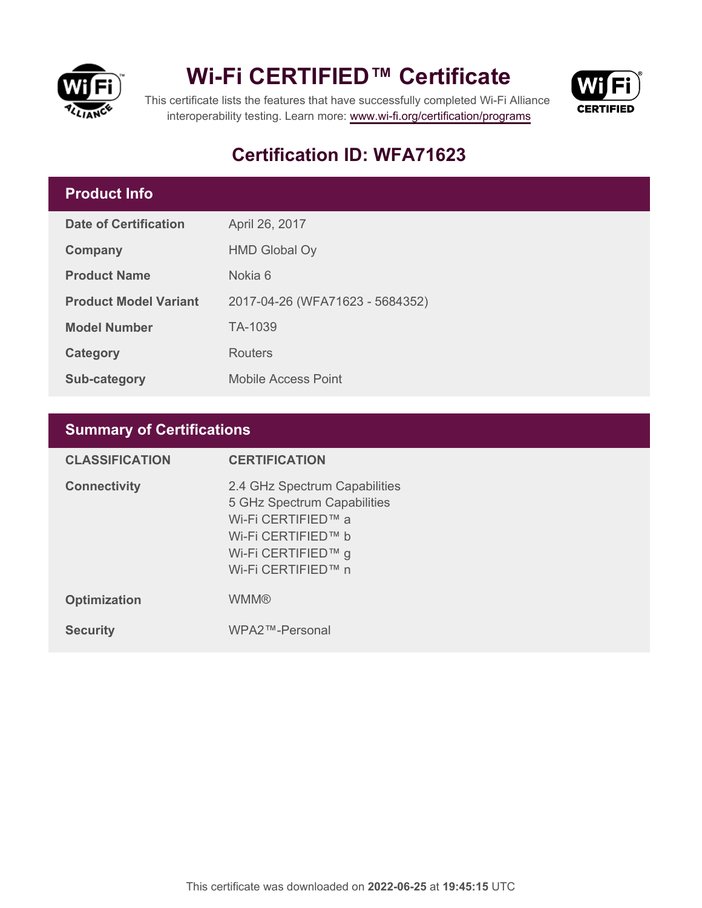# Wi-Fi CERTIFIED™ Certificate

This certificate lists the features that have successfully completed Wi-Fi Alliance interoperability testing. Learn more: www.wi-fi.org/certification/programs

## Certification ID: WFA71623

### Product Info

| | |
|---|---|
| **Date of Certification** | April 26, 2017 |
| **Company** | HMD Global Oy |
| **Product Name** | Nokia 6 |
| **Product Model Variant** | 2017-04-26 (WFA71623 - 5684352) |
| **Model Number** | TA-1039 |
| **Category** | Routers |
| **Sub-category** | Mobile Access Point |

### Summary of Certifications

| CLASSIFICATION | CERTIFICATION |
|---|---|
| **Connectivity** | 2.4 GHz Spectrum Capabilities<br>5 GHz Spectrum Capabilities<br>Wi-Fi CERTIFIED™ a<br>Wi-Fi CERTIFIED™ b<br>Wi-Fi CERTIFIED™ g<br>Wi-Fi CERTIFIED™ n |
| **Optimization** | WMM® |
| **Security** | WPA2™-Personal |

This certificate was downloaded on **2022-06-25** at **19:45:15** UTC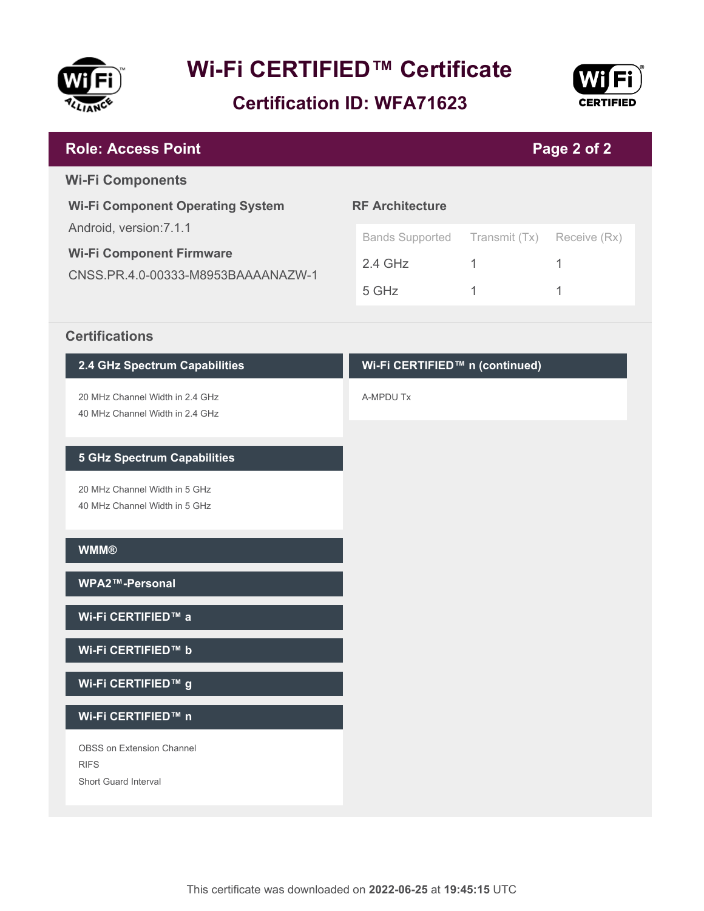# Wi-Fi CERTIFIED™ Certificate

## Certification ID: WFA71623

## Role: Access Point

### Wi-Fi Components

**Wi-Fi Component Operating System**

Android, version:7.1.1

**Wi-Fi Component Firmware**

CNSS.PR.4.0-00333-M8953BAAAANAZW-1

**RF Architecture**

| Bands Supported | Transmit (Tx) | Receive (Rx) |
|---|---|---|
| 2.4 GHz | 1 | 1 |
| 5 GHz | 1 | 1 |

### Certifications

**2.4 GHz Spectrum Capabilities**

- 20 MHz Channel Width in 2.4 GHz
- 40 MHz Channel Width in 2.4 GHz

**5 GHz Spectrum Capabilities**

- 20 MHz Channel Width in 5 GHz
- 40 MHz Channel Width in 5 GHz

**WMM®**

**WPA2™-Personal**

**Wi-Fi CERTIFIED™ a**

**Wi-Fi CERTIFIED™ b**

**Wi-Fi CERTIFIED™ g**

**Wi-Fi CERTIFIED™ n**

- OBSS on Extension Channel
- RIFS
- Short Guard Interval

**Wi-Fi CERTIFIED™ n (continued)**

- A-MPDU Tx

This certificate was downloaded on **2022-06-25** at **19:45:15** UTC